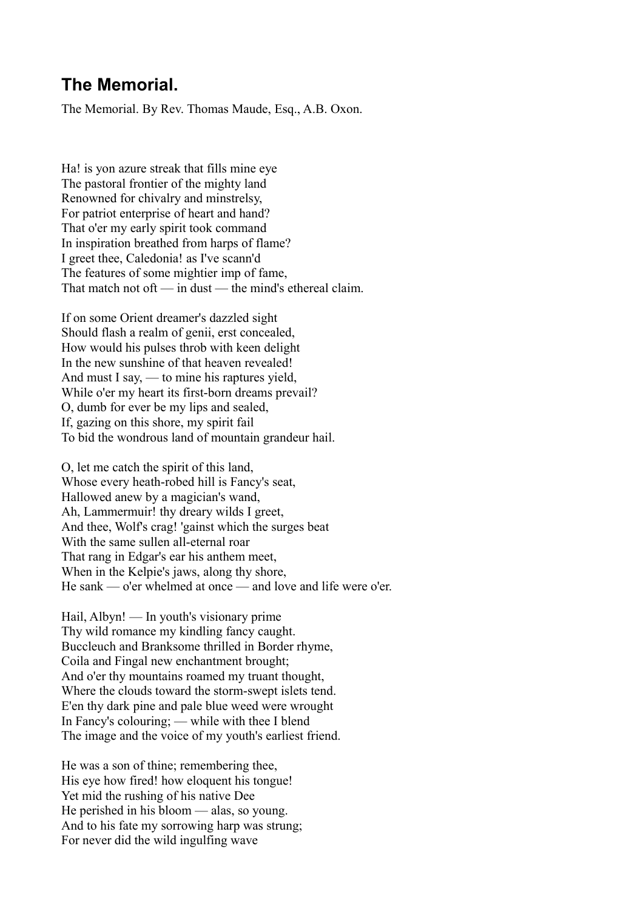# The Memorial.

The Memorial. By Rev. Thomas Maude, Esq., A.B. Oxon.

Ha! is yon azure streak that fills mine eye
The pastoral frontier of the mighty land
Renowned for chivalry and minstrelsy,
For patriot enterprise of heart and hand?
That o'er my early spirit took command
In inspiration breathed from harps of flame?
I greet thee, Caledonia! as I've scann'd
The features of some mightier imp of fame,
That match not oft — in dust — the mind's ethereal claim.

If on some Orient dreamer's dazzled sight
Should flash a realm of genii, erst concealed,
How would his pulses throb with keen delight
In the new sunshine of that heaven revealed!
And must I say, — to mine his raptures yield,
While o'er my heart its first-born dreams prevail?
O, dumb for ever be my lips and sealed,
If, gazing on this shore, my spirit fail
To bid the wondrous land of mountain grandeur hail.

O, let me catch the spirit of this land,
Whose every heath-robed hill is Fancy's seat,
Hallowed anew by a magician's wand,
Ah, Lammermuir! thy dreary wilds I greet,
And thee, Wolf's crag! 'gainst which the surges beat
With the same sullen all-eternal roar
That rang in Edgar's ear his anthem meet,
When in the Kelpie's jaws, along thy shore,
He sank — o'er whelmed at once — and love and life were o'er.

Hail, Albyn! — In youth's visionary prime
Thy wild romance my kindling fancy caught.
Buccleuch and Branksome thrilled in Border rhyme,
Coila and Fingal new enchantment brought;
And o'er thy mountains roamed my truant thought,
Where the clouds toward the storm-swept islets tend.
E'en thy dark pine and pale blue weed were wrought
In Fancy's colouring; — while with thee I blend
The image and the voice of my youth's earliest friend.

He was a son of thine; remembering thee,
His eye how fired! how eloquent his tongue!
Yet mid the rushing of his native Dee
He perished in his bloom — alas, so young.
And to his fate my sorrowing harp was strung;
For never did the wild ingulfing wave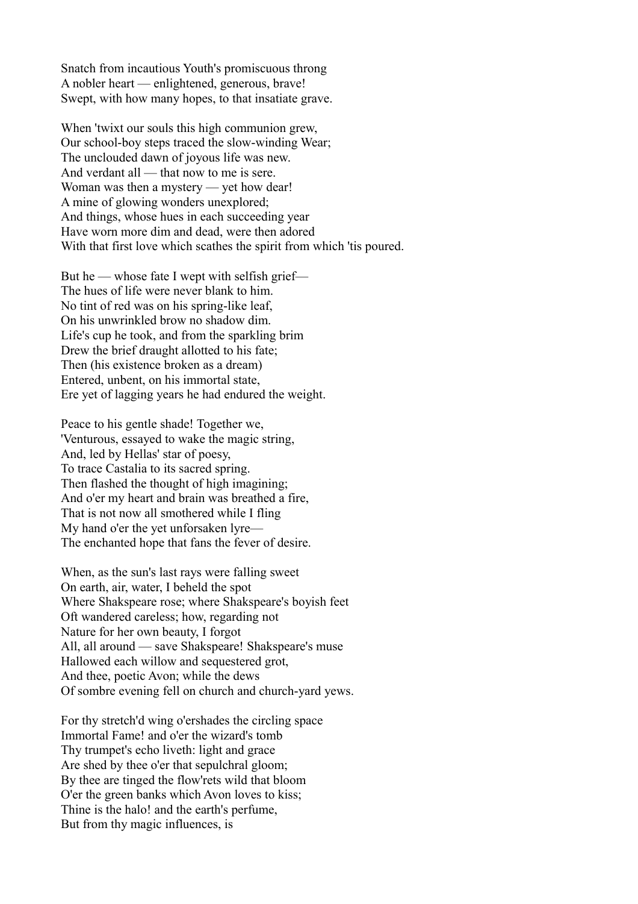Snatch from incautious Youth's promiscuous throng
A nobler heart — enlightened, generous, brave!
Swept, with how many hopes, to that insatiate grave.

When 'twixt our souls this high communion grew,
Our school-boy steps traced the slow-winding Wear;
The unclouded dawn of joyous life was new.
And verdant all — that now to me is sere.
Woman was then a mystery — yet how dear!
A mine of glowing wonders unexplored;
And things, whose hues in each succeeding year
Have worn more dim and dead, were then adored
With that first love which scathes the spirit from which 'tis poured.

But he — whose fate I wept with selfish grief—
The hues of life were never blank to him.
No tint of red was on his spring-like leaf,
On his unwrinkled brow no shadow dim.
Life's cup he took, and from the sparkling brim
Drew the brief draught allotted to his fate;
Then (his existence broken as a dream)
Entered, unbent, on his immortal state,
Ere yet of lagging years he had endured the weight.

Peace to his gentle shade! Together we,
'Venturous, essayed to wake the magic string,
And, led by Hellas' star of poesy,
To trace Castalia to its sacred spring.
Then flashed the thought of high imagining;
And o'er my heart and brain was breathed a fire,
That is not now all smothered while I fling
My hand o'er the yet unforsaken lyre—
The enchanted hope that fans the fever of desire.

When, as the sun's last rays were falling sweet
On earth, air, water, I beheld the spot
Where Shakspeare rose; where Shakspeare's boyish feet
Oft wandered careless; how, regarding not
Nature for her own beauty, I forgot
All, all around — save Shakspeare! Shakspeare's muse
Hallowed each willow and sequestered grot,
And thee, poetic Avon; while the dews
Of sombre evening fell on church and church-yard yews.

For thy stretch'd wing o'ershades the circling space
Immortal Fame! and o'er the wizard's tomb
Thy trumpet's echo liveth: light and grace
Are shed by thee o'er that sepulchral gloom;
By thee are tinged the flow'rets wild that bloom
O'er the green banks which Avon loves to kiss;
Thine is the halo! and the earth's perfume,
But from thy magic influences, is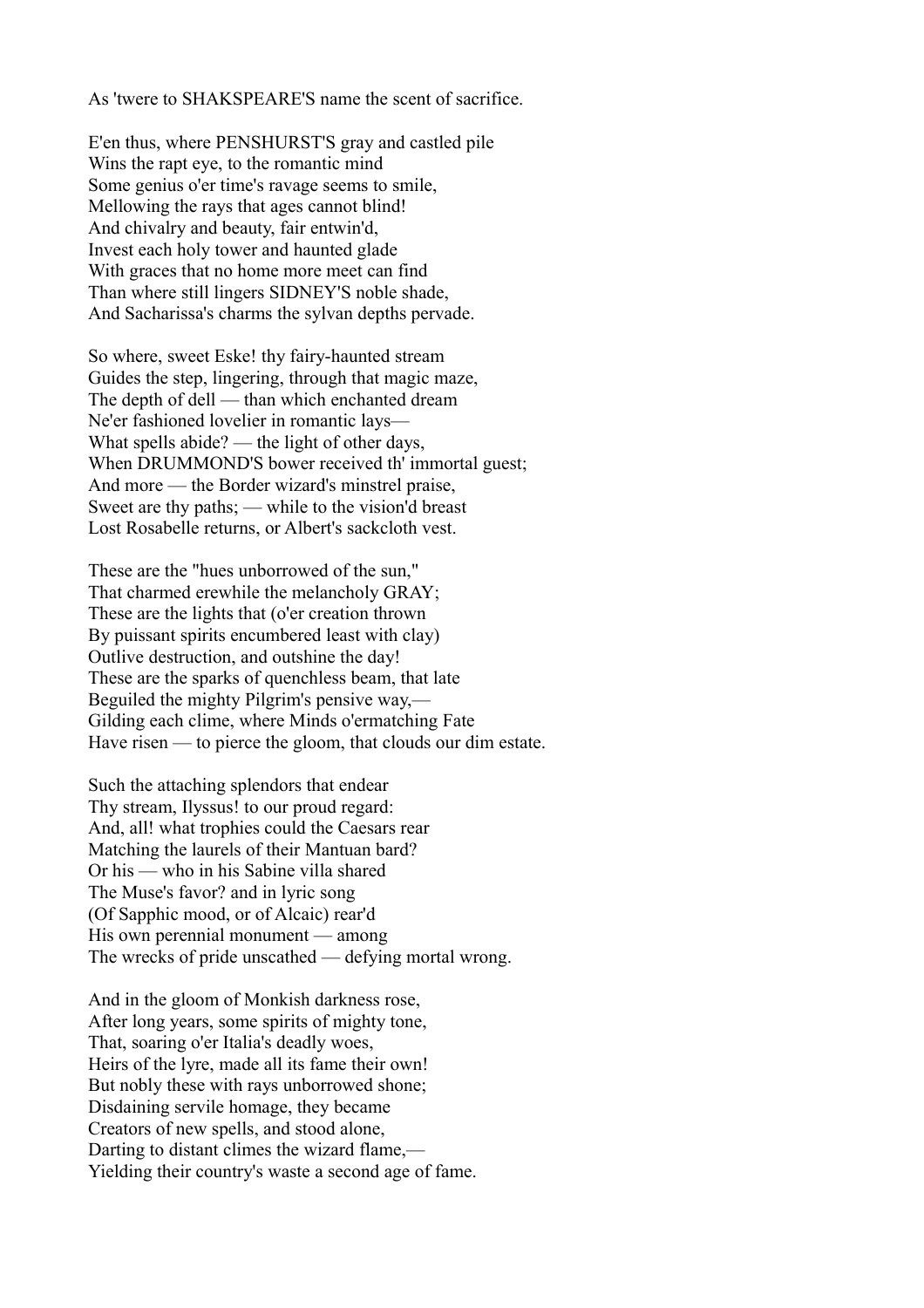As 'twere to SHAKSPEARE'S name the scent of sacrifice.

E'en thus, where PENSHURST'S gray and castled pile  
Wins the rapt eye, to the romantic mind  
Some genius o'er time's ravage seems to smile,  
Mellowing the rays that ages cannot blind!  
And chivalry and beauty, fair entwin'd,  
Invest each holy tower and haunted glade  
With graces that no home more meet can find  
Than where still lingers SIDNEY'S noble shade,  
And Sacharissa's charms the sylvan depths pervade.

So where, sweet Eske! thy fairy-haunted stream  
Guides the step, lingering, through that magic maze,  
The depth of dell — than which enchanted dream  
Ne'er fashioned lovelier in romantic lays—  
What spells abide? — the light of other days,  
When DRUMMOND'S bower received th' immortal guest;  
And more — the Border wizard's minstrel praise,  
Sweet are thy paths; — while to the vision'd breast  
Lost Rosabelle returns, or Albert's sackcloth vest.

These are the "hues unborrowed of the sun,"  
That charmed erewhile the melancholy GRAY;  
These are the lights that (o'er creation thrown  
By puissant spirits encumbered least with clay)  
Outlive destruction, and outshine the day!  
These are the sparks of quenchless beam, that late  
Beguiled the mighty Pilgrim's pensive way,—  
Gilding each clime, where Minds o'ermatching Fate  
Have risen — to pierce the gloom, that clouds our dim estate.

Such the attaching splendors that endear  
Thy stream, Ilyssus! to our proud regard:  
And, all! what trophies could the Caesars rear  
Matching the laurels of their Mantuan bard?  
Or his — who in his Sabine villa shared  
The Muse's favor? and in lyric song  
(Of Sapphic mood, or of Alcaic) rear'd  
His own perennial monument — among  
The wrecks of pride unscathed — defying mortal wrong.

And in the gloom of Monkish darkness rose,  
After long years, some spirits of mighty tone,  
That, soaring o'er Italia's deadly woes,  
Heirs of the lyre, made all its fame their own!  
But nobly these with rays unborrowed shone;  
Disdaining servile homage, they became  
Creators of new spells, and stood alone,  
Darting to distant climes the wizard flame,—  
Yielding their country's waste a second age of fame.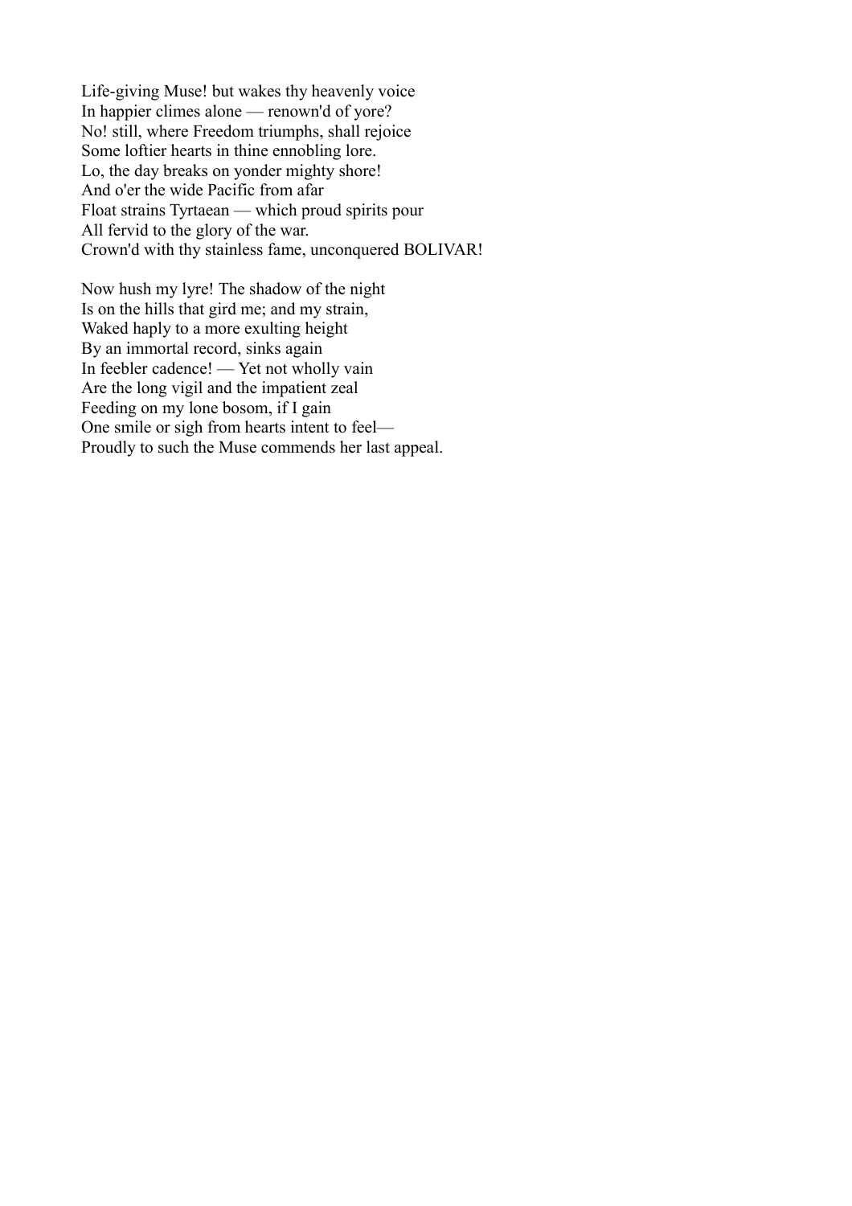Life-giving Muse! but wakes thy heavenly voice  
In happier climes alone — renown'd of yore?  
No! still, where Freedom triumphs, shall rejoice  
Some loftier hearts in thine ennobling lore.  
Lo, the day breaks on yonder mighty shore!  
And o'er the wide Pacific from afar  
Float strains Tyrtaean — which proud spirits pour  
All fervid to the glory of the war.  
Crown'd with thy stainless fame, unconquered BOLIVAR!

Now hush my lyre! The shadow of the night  
Is on the hills that gird me; and my strain,  
Waked haply to a more exulting height  
By an immortal record, sinks again  
In feebler cadence! — Yet not wholly vain  
Are the long vigil and the impatient zeal  
Feeding on my lone bosom, if I gain  
One smile or sigh from hearts intent to feel—  
Proudly to such the Muse commends her last appeal.